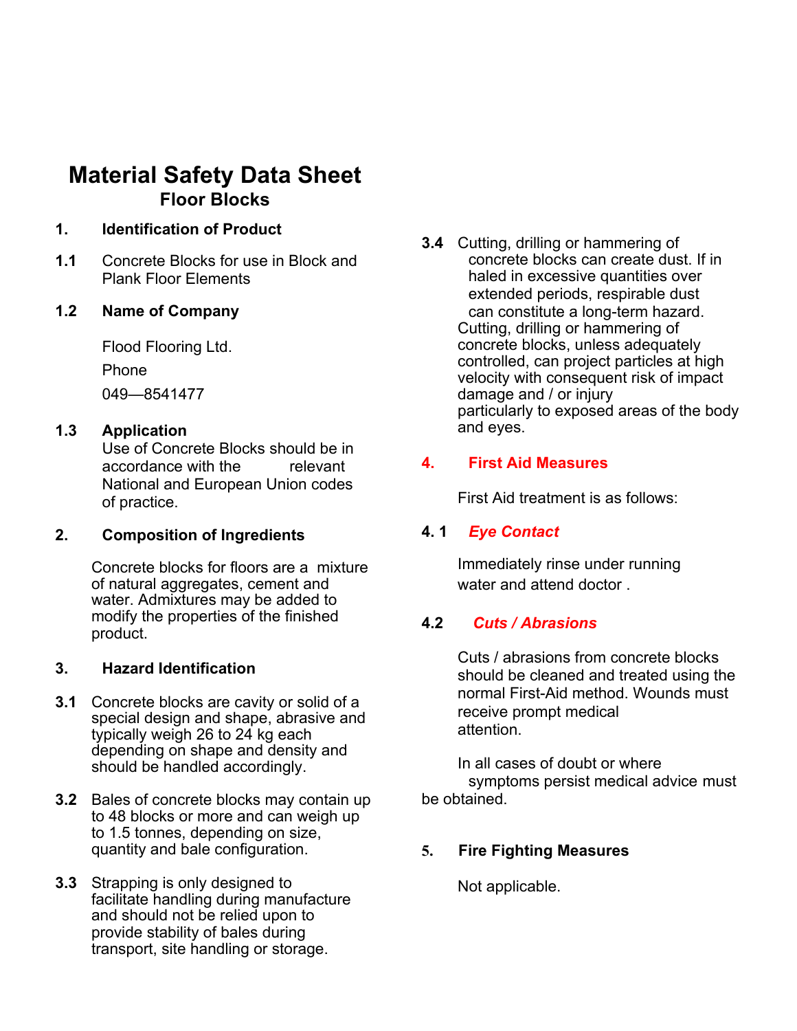# Material Safety Data Sheet

## Floor Blocks

**1. Identification of Product**

**1.1** Concrete Blocks for use in Block and Plank Floor Elements

**1.2 Name of Company**

Flood Flooring Ltd.

Phone

049—8541477

**1.3 Application**

Use of Concrete Blocks should be in accordance with the relevant National and European Union codes of practice.

**2. Composition of Ingredients**

Concrete blocks for floors are a mixture of natural aggregates, cement and water. Admixtures may be added to modify the properties of the finished product.

**3. Hazard Identification**

**3.1** Concrete blocks are cavity or solid of a special design and shape, abrasive and typically weigh 26 to 24 kg each depending on shape and density and should be handled accordingly.

**3.2** Bales of concrete blocks may contain up to 48 blocks or more and can weigh up to 1.5 tonnes, depending on size, quantity and bale configuration.

**3.3** Strapping is only designed to facilitate handling during manufacture and should not be relied upon to provide stability of bales during transport, site handling or storage.

**3.4** Cutting, drilling or hammering of concrete blocks can create dust. If in haled in excessive quantities over extended periods, respirable dust can constitute a long-term hazard. Cutting, drilling or hammering of concrete blocks, unless adequately controlled, can project particles at high velocity with consequent risk of impact damage and / or injury particularly to exposed areas of the body and eyes.

**4. First Aid Measures**

First Aid treatment is as follows:

**4. 1** ***Eye Contact***

Immediately rinse under running water and attend doctor .

**4.2** ***Cuts / Abrasions***

Cuts / abrasions from concrete blocks should be cleaned and treated using the normal First-Aid method. Wounds must receive prompt medical attention.

In all cases of doubt or where symptoms persist medical advice must be obtained.

**5. Fire Fighting Measures**

Not applicable.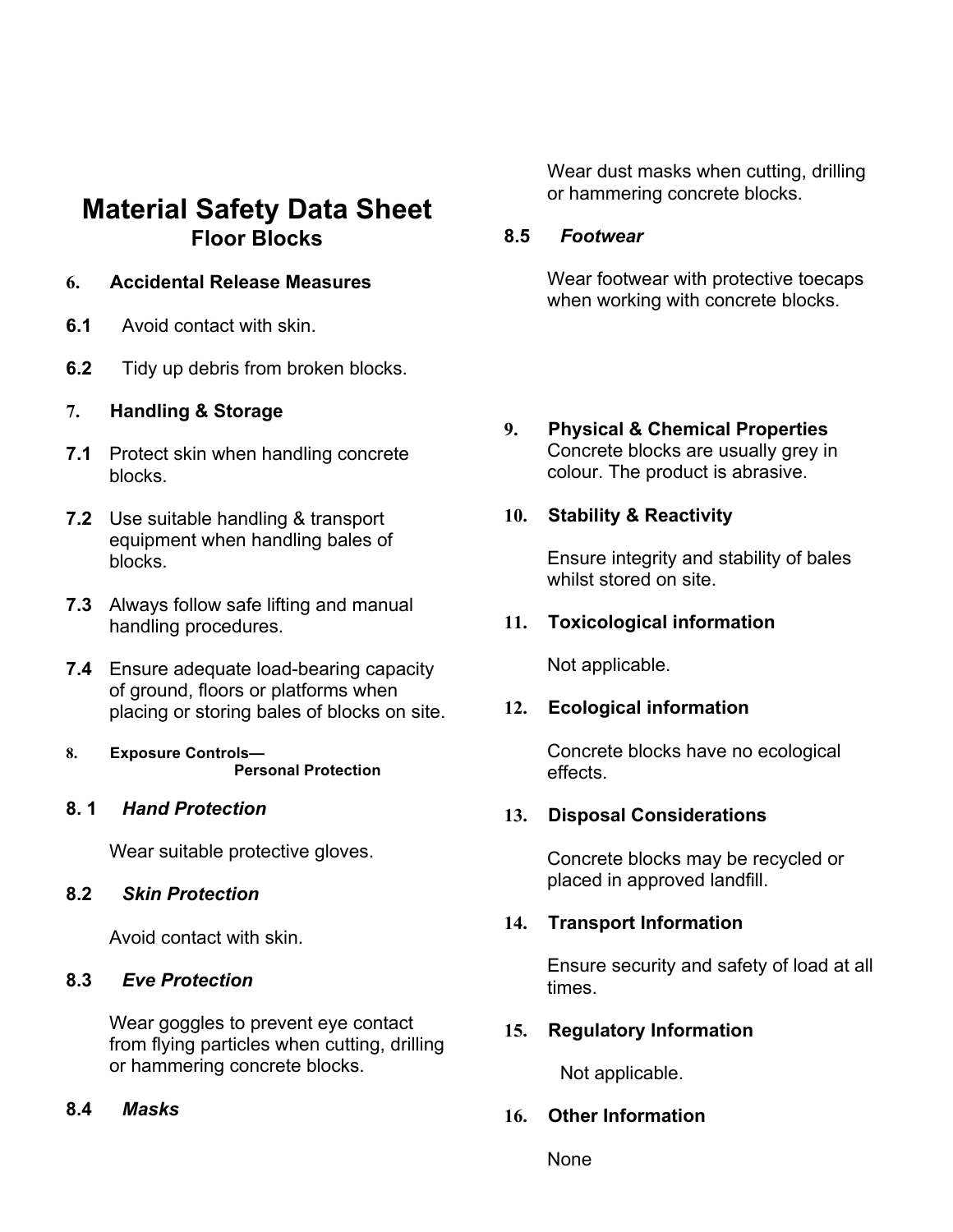# Material Safety Data Sheet

## Floor Blocks

### 6. Accidental Release Measures

**6.1** Avoid contact with skin.

**6.2** Tidy up debris from broken blocks.

### 7. Handling & Storage

**7.1** Protect skin when handling concrete blocks.

**7.2** Use suitable handling & transport equipment when handling bales of blocks.

**7.3** Always follow safe lifting and manual handling procedures.

**7.4** Ensure adequate load-bearing capacity of ground, floors or platforms when placing or storing bales of blocks on site.

### 8. Exposure Controls—Personal Protection

**8. 1** ***Hand Protection***

Wear suitable protective gloves.

**8.2** ***Skin Protection***

Avoid contact with skin.

**8.3** ***Eve Protection***

Wear goggles to prevent eye contact from flying particles when cutting, drilling or hammering concrete blocks.

**8.4** ***Masks***

Wear dust masks when cutting, drilling or hammering concrete blocks.

**8.5** ***Footwear***

Wear footwear with protective toecaps when working with concrete blocks.

### 9. Physical & Chemical Properties

Concrete blocks are usually grey in colour. The product is abrasive.

### 10. Stability & Reactivity

Ensure integrity and stability of bales whilst stored on site.

### 11. Toxicological information

Not applicable.

### 12. Ecological information

Concrete blocks have no ecological effects.

### 13. Disposal Considerations

Concrete blocks may be recycled or placed in approved landfill.

### 14. Transport Information

Ensure security and safety of load at all times.

### 15. Regulatory Information

Not applicable.

### 16. Other Information

None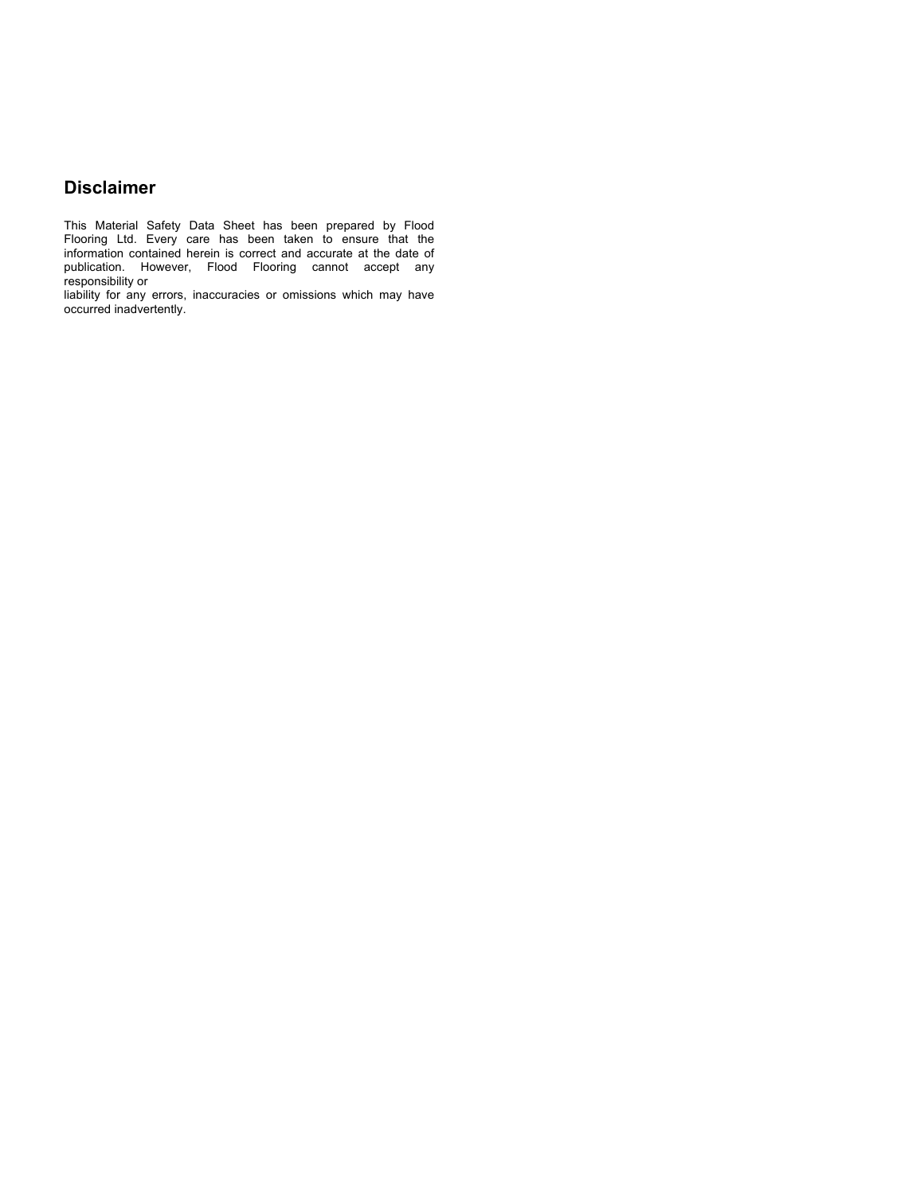## Disclaimer

This Material Safety Data Sheet has been prepared by Flood Flooring Ltd. Every care has been taken to ensure that the information contained herein is correct and accurate at the date of publication. However, Flood Flooring cannot accept any responsibility or liability for any errors, inaccuracies or omissions which may have occurred inadvertently.